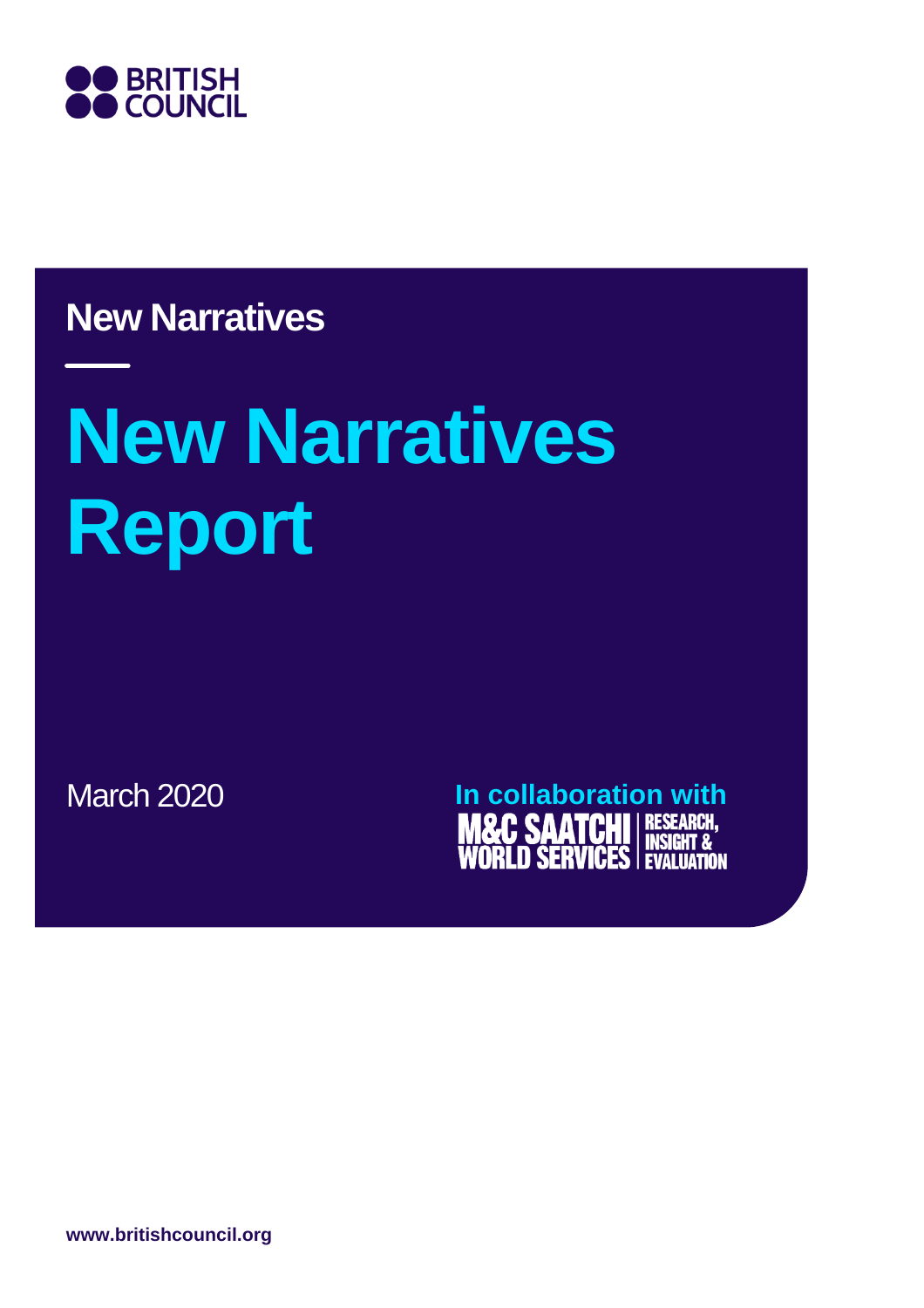BRITISH COUNCIL

New Narratives

# New Narratives Report

March 2020

In collaboration with M&C SAATCHI WORLD SERVICES | RESEARCH, INSIGHT & EVALUATION

www.britishcouncil.org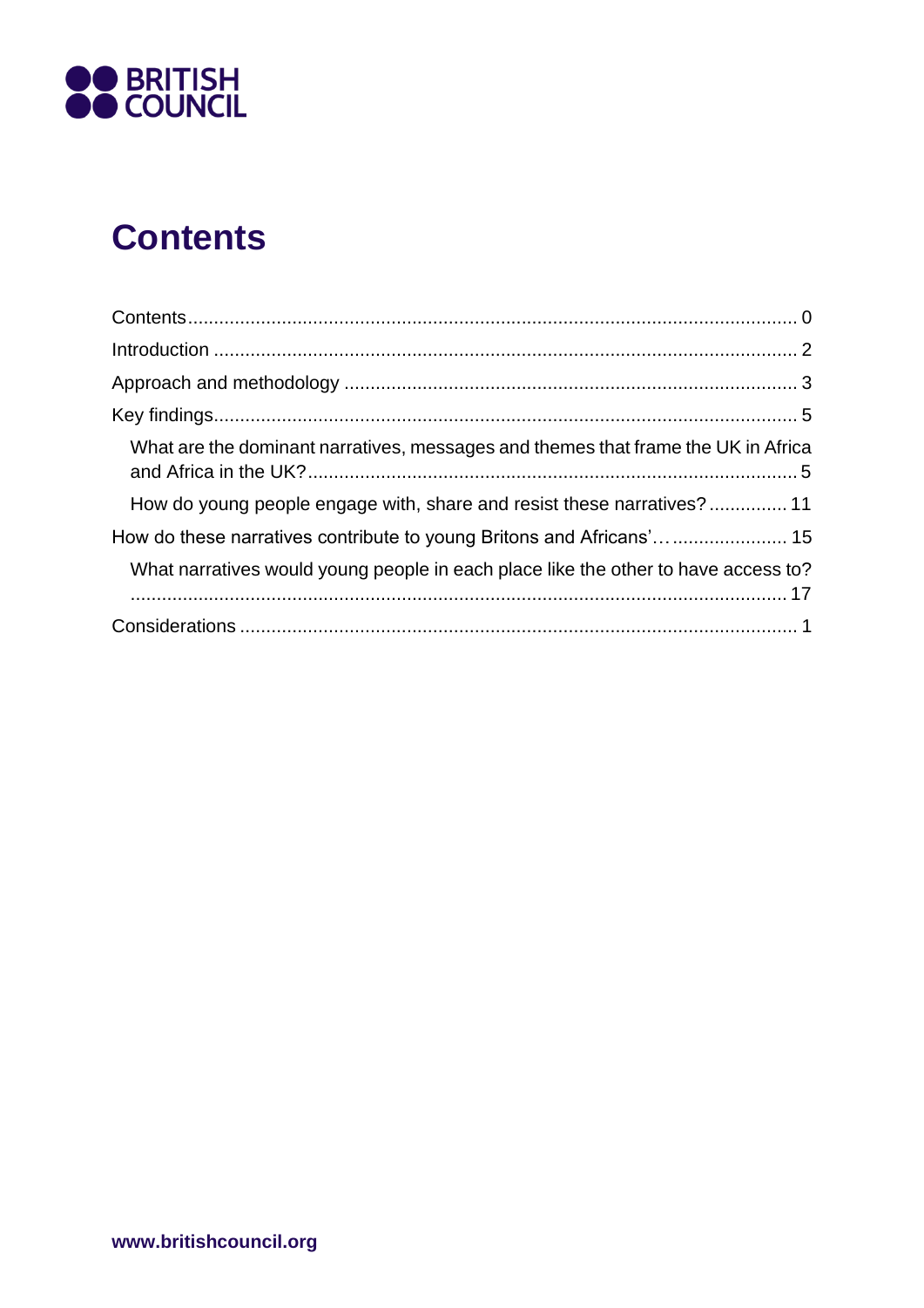# Contents

Contents .................................................................................................................. 0
Introduction ............................................................................................................ 2
Approach and methodology ..................................................................................... 3
Key findings ............................................................................................................. 5
- What are the dominant narratives, messages and themes that frame the UK in Africa and Africa in the UK? ............................................................................................ 5
- How do young people engage with, share and resist these narratives? ............... 11

How do these narratives contribute to young Britons and Africans’… ...................... 15
- What narratives would young people in each place like the other to have access to? ........................................................................................................................... 17

Considerations .......................................................................................................... 1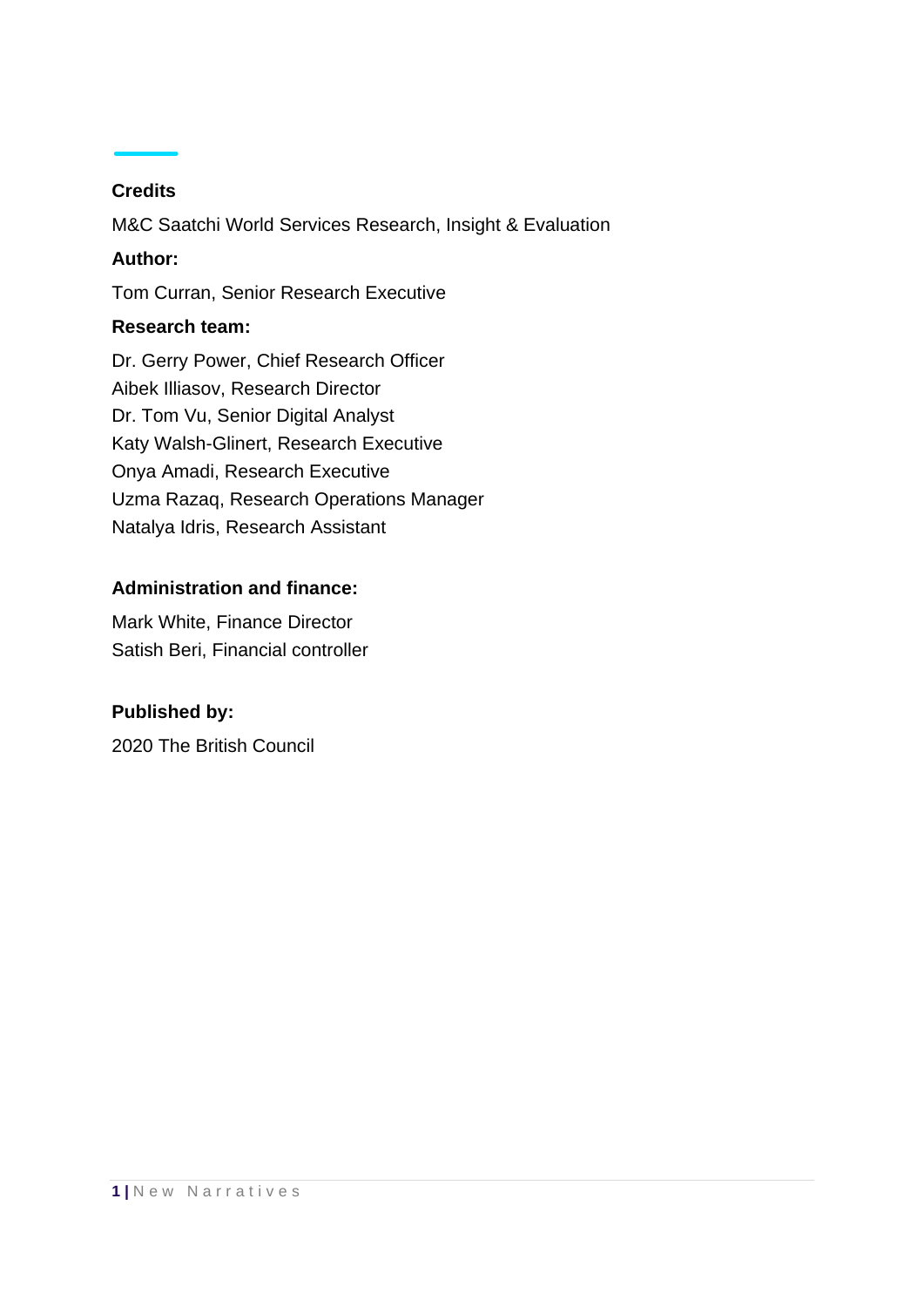## Credits

M&C Saatchi World Services Research, Insight & Evaluation

**Author:**

Tom Curran, Senior Research Executive

**Research team:**

Dr. Gerry Power, Chief Research Officer
Aibek Illiasov, Research Director
Dr. Tom Vu, Senior Digital Analyst
Katy Walsh-Glinert, Research Executive
Onya Amadi, Research Executive
Uzma Razaq, Research Operations Manager
Natalya Idris, Research Assistant

**Administration and finance:**

Mark White, Finance Director
Satish Beri, Financial controller

**Published by:**

2020 The British Council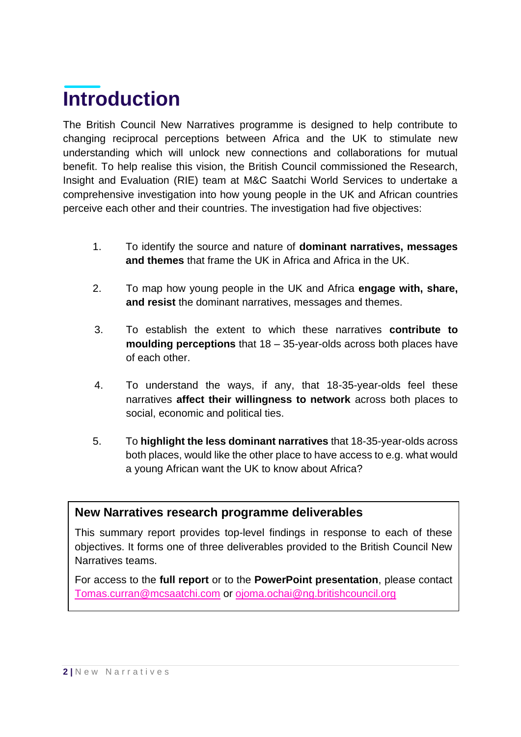# Introduction

The British Council New Narratives programme is designed to help contribute to changing reciprocal perceptions between Africa and the UK to stimulate new understanding which will unlock new connections and collaborations for mutual benefit. To help realise this vision, the British Council commissioned the Research, Insight and Evaluation (RIE) team at M&C Saatchi World Services to undertake a comprehensive investigation into how young people in the UK and African countries perceive each other and their countries. The investigation had five objectives:

1. To identify the source and nature of **dominant narratives, messages and themes** that frame the UK in Africa and Africa in the UK.
2. To map how young people in the UK and Africa **engage with, share, and resist** the dominant narratives, messages and themes.
3. To establish the extent to which these narratives **contribute to moulding perceptions** that 18 – 35-year-olds across both places have of each other.
4. To understand the ways, if any, that 18-35-year-olds feel these narratives **affect their willingness to network** across both places to social, economic and political ties.
5. To **highlight the less dominant narratives** that 18-35-year-olds across both places, would like the other place to have access to e.g. what would a young African want the UK to know about Africa?

### New Narratives research programme deliverables

This summary report provides top-level findings in response to each of these objectives. It forms one of three deliverables provided to the British Council New Narratives teams.

For access to the **full report** or to the **PowerPoint presentation**, please contact Tomas.curran@mcsaatchi.com or ojoma.ochai@ng.britishcouncil.org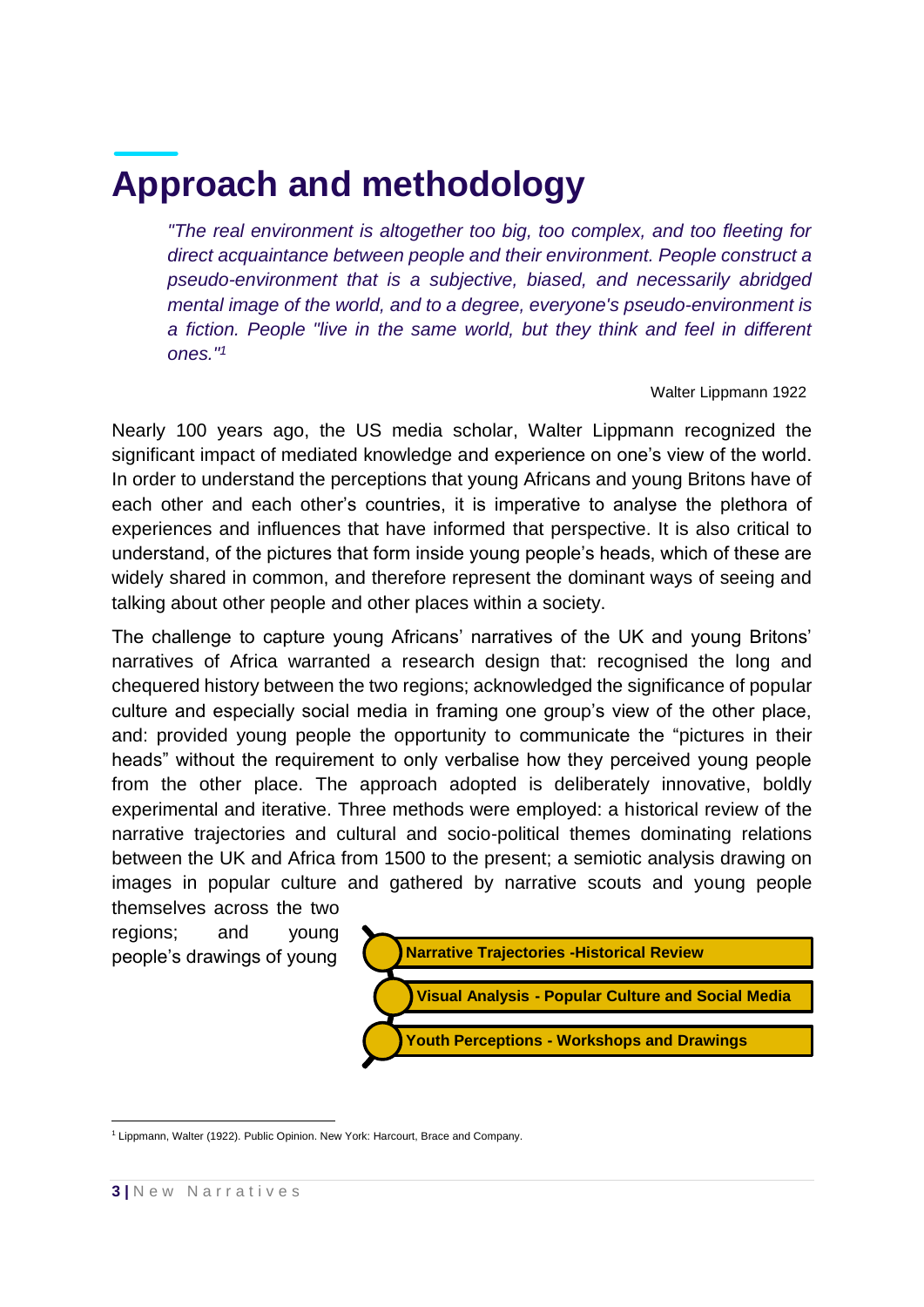# Approach and methodology

> *"The real environment is altogether too big, too complex, and too fleeting for direct acquaintance between people and their environment. People construct a pseudo-environment that is a subjective, biased, and necessarily abridged mental image of the world, and to a degree, everyone's pseudo-environment is a fiction. People "live in the same world, but they think and feel in different ones."*[1]
>
> Walter Lippmann 1922

Nearly 100 years ago, the US media scholar, Walter Lippmann recognized the significant impact of mediated knowledge and experience on one's view of the world. In order to understand the perceptions that young Africans and young Britons have of each other and each other's countries, it is imperative to analyse the plethora of experiences and influences that have informed that perspective. It is also critical to understand, of the pictures that form inside young people's heads, which of these are widely shared in common, and therefore represent the dominant ways of seeing and talking about other people and other places within a society.

The challenge to capture young Africans' narratives of the UK and young Britons' narratives of Africa warranted a research design that: recognised the long and chequered history between the two regions; acknowledged the significance of popular culture and especially social media in framing one group's view of the other place, and: provided young people the opportunity to communicate the "pictures in their heads" without the requirement to only verbalise how they perceived young people from the other place. The approach adopted is deliberately innovative, boldly experimental and iterative. Three methods were employed: a historical review of the narrative trajectories and cultural and socio-political themes dominating relations between the UK and Africa from 1500 to the present; a semiotic analysis drawing on images in popular culture and gathered by narrative scouts and young people themselves across the two regions; and young people's drawings of young

- **Narrative Trajectories -Historical Review**
- **Visual Analysis - Popular Culture and Social Media**
- **Youth Perceptions - Workshops and Drawings**

[1] Lippmann, Walter (1922). Public Opinion. New York: Harcourt, Brace and Company.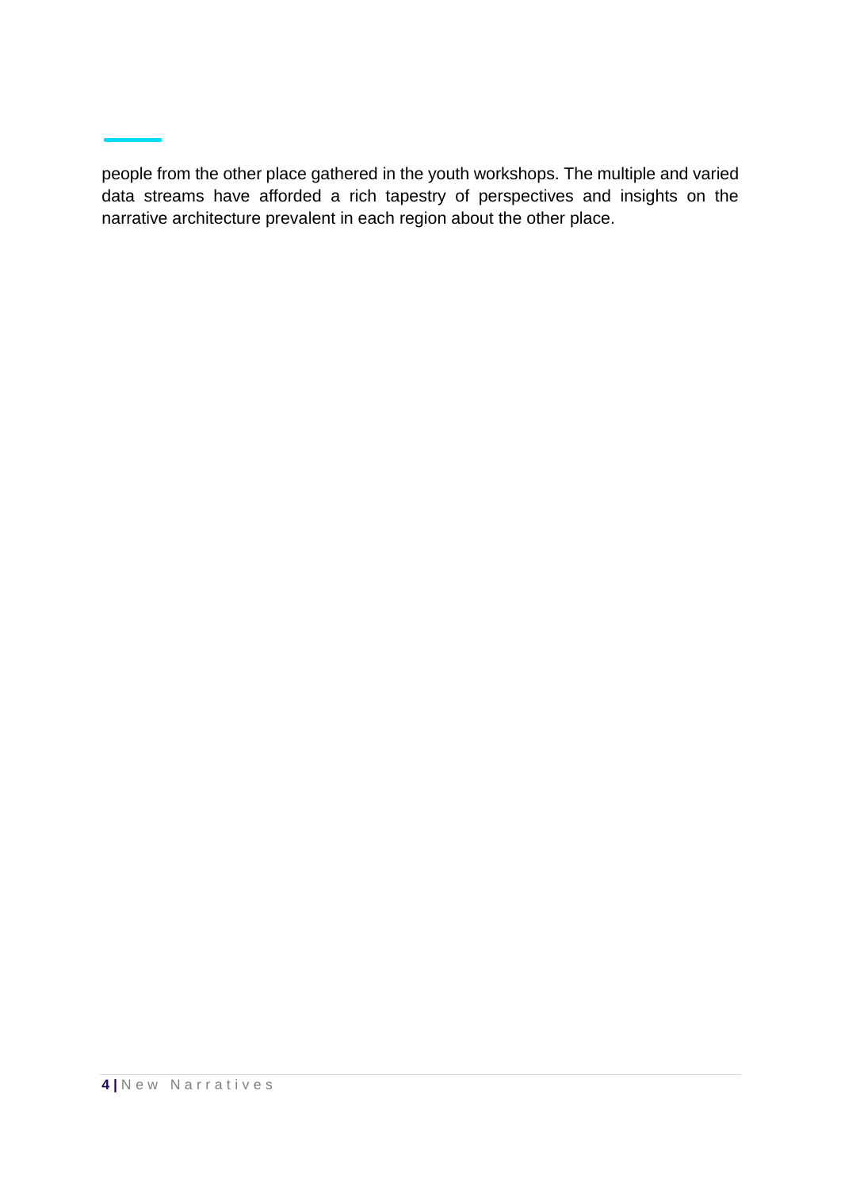people from the other place gathered in the youth workshops. The multiple and varied data streams have afforded a rich tapestry of perspectives and insights on the narrative architecture prevalent in each region about the other place.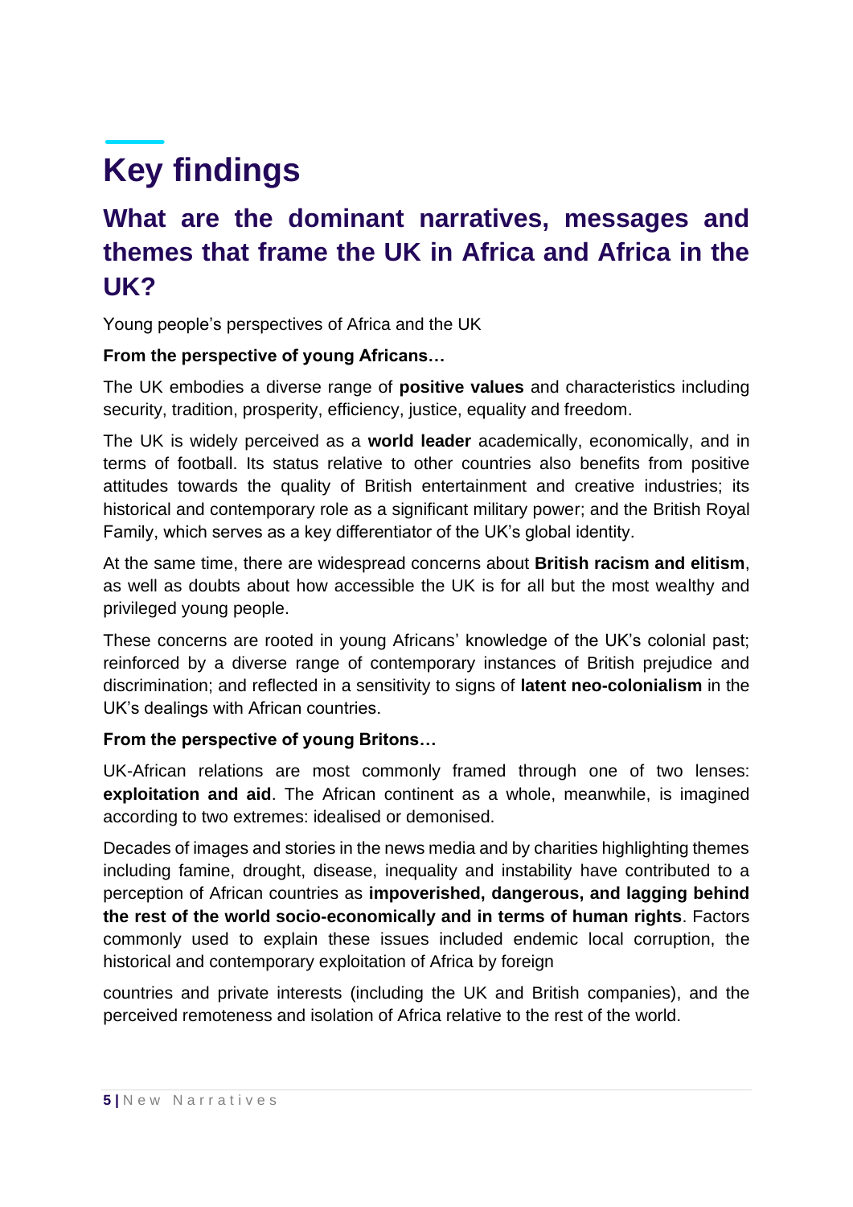# Key findings

## What are the dominant narratives, messages and themes that frame the UK in Africa and Africa in the UK?

Young people's perspectives of Africa and the UK

**From the perspective of young Africans…**

The UK embodies a diverse range of **positive values** and characteristics including security, tradition, prosperity, efficiency, justice, equality and freedom.

The UK is widely perceived as a **world leader** academically, economically, and in terms of football. Its status relative to other countries also benefits from positive attitudes towards the quality of British entertainment and creative industries; its historical and contemporary role as a significant military power; and the British Royal Family, which serves as a key differentiator of the UK's global identity.

At the same time, there are widespread concerns about **British racism and elitism**, as well as doubts about how accessible the UK is for all but the most wealthy and privileged young people.

These concerns are rooted in young Africans' knowledge of the UK's colonial past; reinforced by a diverse range of contemporary instances of British prejudice and discrimination; and reflected in a sensitivity to signs of **latent neo-colonialism** in the UK's dealings with African countries.

**From the perspective of young Britons…**

UK-African relations are most commonly framed through one of two lenses: **exploitation and aid**. The African continent as a whole, meanwhile, is imagined according to two extremes: idealised or demonised.

Decades of images and stories in the news media and by charities highlighting themes including famine, drought, disease, inequality and instability have contributed to a perception of African countries as **impoverished, dangerous, and lagging behind the rest of the world socio-economically and in terms of human rights**. Factors commonly used to explain these issues included endemic local corruption, the historical and contemporary exploitation of Africa by foreign countries and private interests (including the UK and British companies), and the perceived remoteness and isolation of Africa relative to the rest of the world.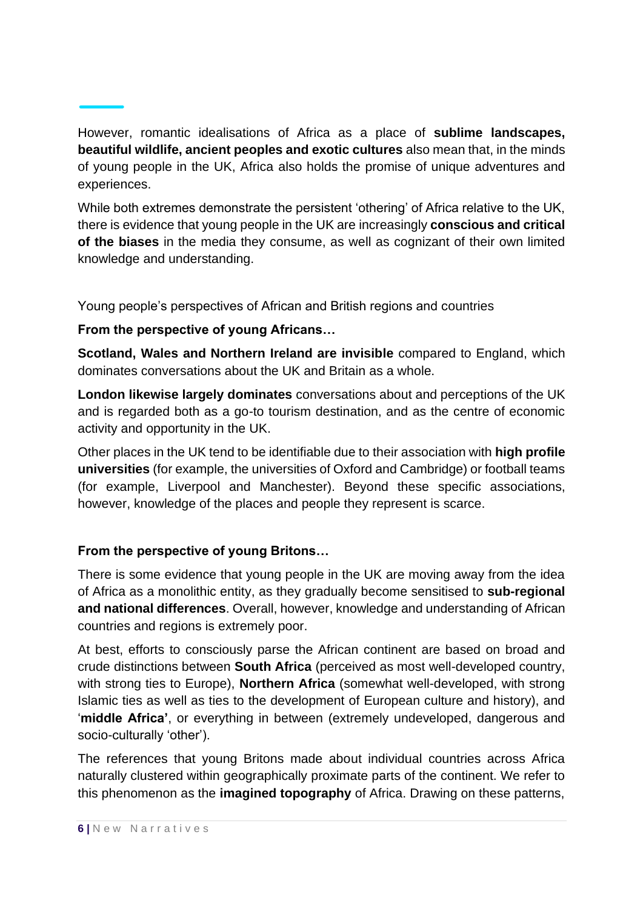However, romantic idealisations of Africa as a place of **sublime landscapes, beautiful wildlife, ancient peoples and exotic cultures** also mean that, in the minds of young people in the UK, Africa also holds the promise of unique adventures and experiences.

While both extremes demonstrate the persistent 'othering' of Africa relative to the UK, there is evidence that young people in the UK are increasingly **conscious and critical of the biases** in the media they consume, as well as cognizant of their own limited knowledge and understanding.

Young people's perspectives of African and British regions and countries

**From the perspective of young Africans…**

**Scotland, Wales and Northern Ireland are invisible** compared to England, which dominates conversations about the UK and Britain as a whole.

**London likewise largely dominates** conversations about and perceptions of the UK and is regarded both as a go-to tourism destination, and as the centre of economic activity and opportunity in the UK.

Other places in the UK tend to be identifiable due to their association with **high profile universities** (for example, the universities of Oxford and Cambridge) or football teams (for example, Liverpool and Manchester). Beyond these specific associations, however, knowledge of the places and people they represent is scarce.

**From the perspective of young Britons…**

There is some evidence that young people in the UK are moving away from the idea of Africa as a monolithic entity, as they gradually become sensitised to **sub-regional and national differences**. Overall, however, knowledge and understanding of African countries and regions is extremely poor.

At best, efforts to consciously parse the African continent are based on broad and crude distinctions between **South Africa** (perceived as most well-developed country, with strong ties to Europe), **Northern Africa** (somewhat well-developed, with strong Islamic ties as well as ties to the development of European culture and history), and '**middle Africa'**, or everything in between (extremely undeveloped, dangerous and socio-culturally 'other').

The references that young Britons made about individual countries across Africa naturally clustered within geographically proximate parts of the continent. We refer to this phenomenon as the **imagined topography** of Africa. Drawing on these patterns,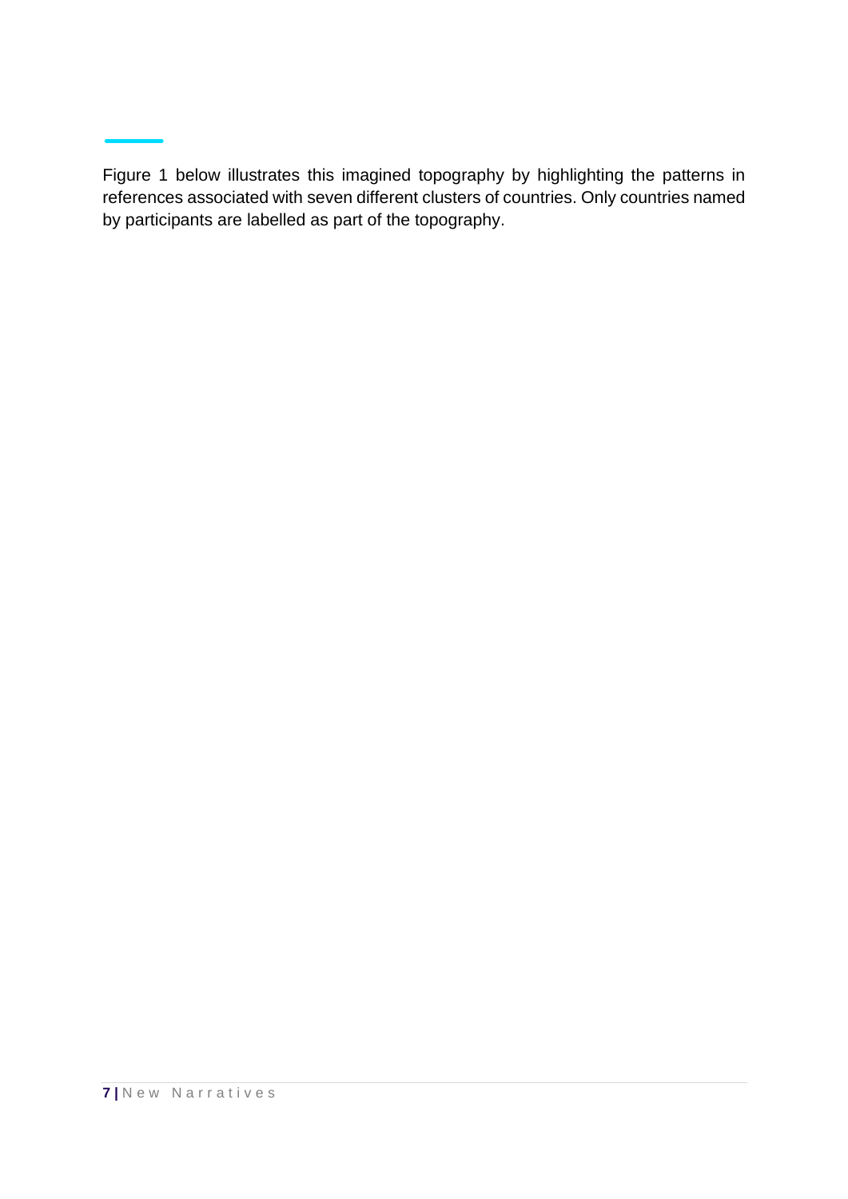Figure 1 below illustrates this imagined topography by highlighting the patterns in references associated with seven different clusters of countries. Only countries named by participants are labelled as part of the topography.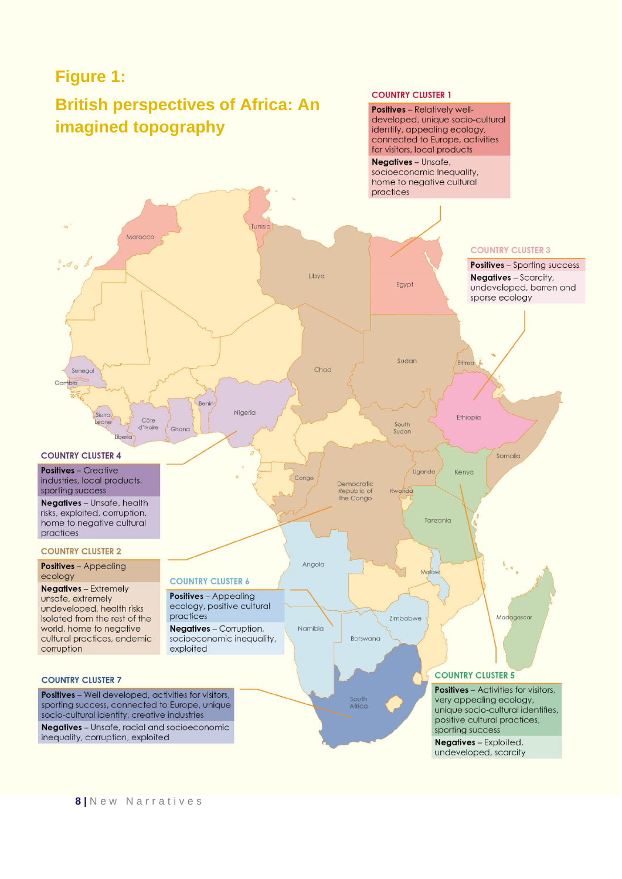# Figure 1:

## British perspectives of Africa: An imagined topography

**COUNTRY CLUSTER 1**

**Positives** – Relatively well-developed, unique socio-cultural identity, appealing ecology, connected to Europe, activities for visitors, local products

**Negatives** – Unsafe, socioeconomic inequality, home to negative cultural practices

**COUNTRY CLUSTER 3**

**Positives** – Sporting success

**Negatives** – Scarcity, undeveloped, barren and sparse ecology

**COUNTRY CLUSTER 4**

**Positives** – Creative industries, local products, sporting success

**Negatives** – Unsafe, health risks, exploited, corruption, home to negative cultural practices

**COUNTRY CLUSTER 2**

**Positives** – Appealing ecology

**Negatives** – Extremely unsafe, extremely undeveloped, health risks isolated from the rest of the world, home to negative cultural practices, endemic corruption

**COUNTRY CLUSTER 6**

**Positives** – Appealing ecology, positive cultural practices

**Negatives** – Corruption, socioeconomic inequality, exploited

**COUNTRY CLUSTER 7**

**Positives** – Well developed, activities for visitors, sporting success, connected to Europe, unique socio-cultural identity, creative industries

**Negatives** – Unsafe, racial and socioeconomic inequality, corruption, exploited

**COUNTRY CLUSTER 5**

**Positives** – Activities for visitors, very appealing ecology, unique socio-cultural identifies, positive cultural practices, sporting success

**Negatives** – Exploited, undeveloped, scarcity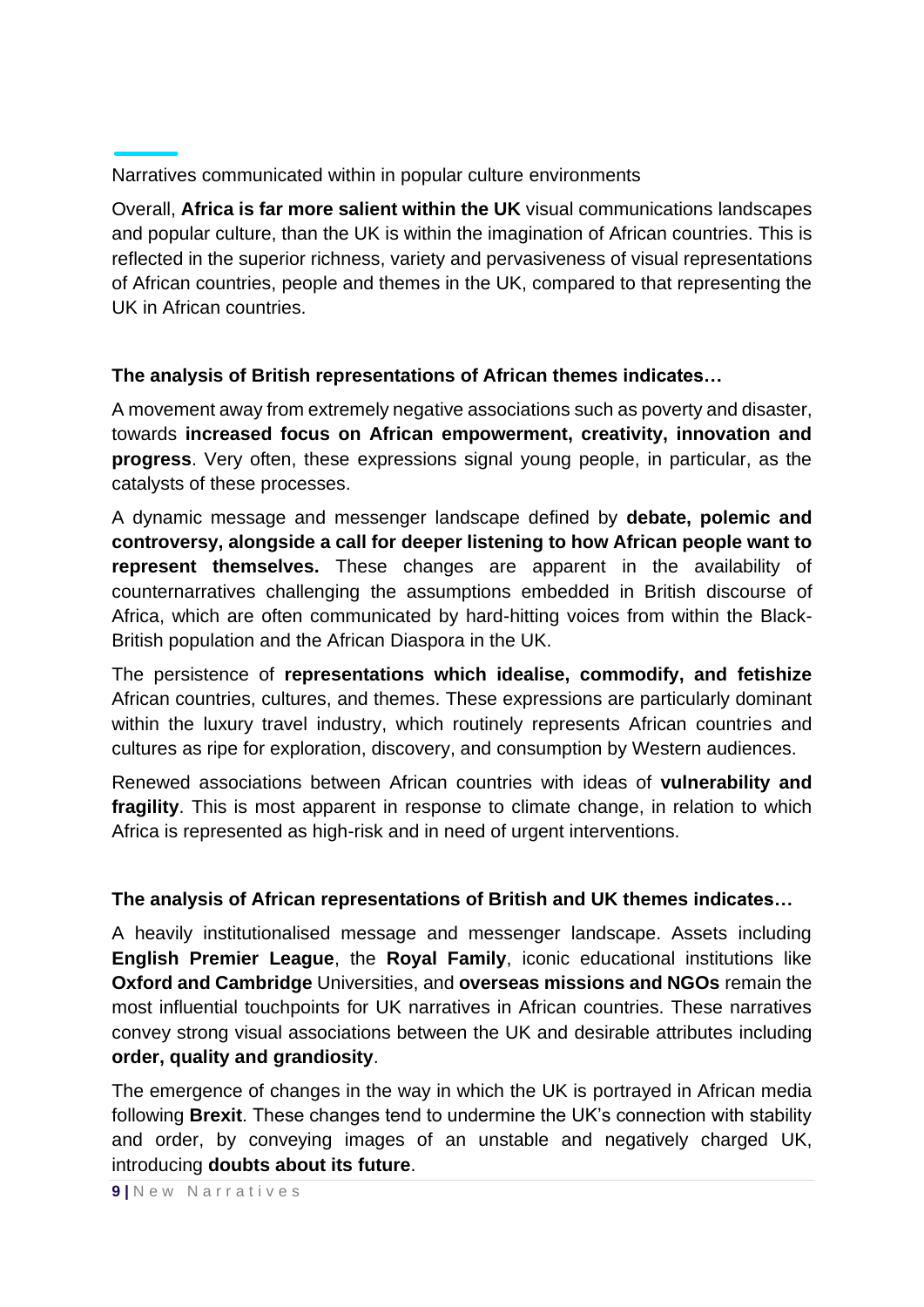## Narratives communicated within in popular culture environments

Overall, **Africa is far more salient within the UK** visual communications landscapes and popular culture, than the UK is within the imagination of African countries. This is reflected in the superior richness, variety and pervasiveness of visual representations of African countries, people and themes in the UK, compared to that representing the UK in African countries.

### The analysis of British representations of African themes indicates…

A movement away from extremely negative associations such as poverty and disaster, towards **increased focus on African empowerment, creativity, innovation and progress**. Very often, these expressions signal young people, in particular, as the catalysts of these processes.

A dynamic message and messenger landscape defined by **debate, polemic and controversy, alongside a call for deeper listening to how African people want to represent themselves.** These changes are apparent in the availability of counternarratives challenging the assumptions embedded in British discourse of Africa, which are often communicated by hard-hitting voices from within the Black-British population and the African Diaspora in the UK.

The persistence of **representations which idealise, commodify, and fetishize** African countries, cultures, and themes. These expressions are particularly dominant within the luxury travel industry, which routinely represents African countries and cultures as ripe for exploration, discovery, and consumption by Western audiences.

Renewed associations between African countries with ideas of **vulnerability and fragility**. This is most apparent in response to climate change, in relation to which Africa is represented as high-risk and in need of urgent interventions.

### The analysis of African representations of British and UK themes indicates…

A heavily institutionalised message and messenger landscape. Assets including **English Premier League**, the **Royal Family**, iconic educational institutions like **Oxford and Cambridge** Universities, and **overseas missions and NGOs** remain the most influential touchpoints for UK narratives in African countries. These narratives convey strong visual associations between the UK and desirable attributes including **order, quality and grandiosity**.

The emergence of changes in the way in which the UK is portrayed in African media following **Brexit**. These changes tend to undermine the UK's connection with stability and order, by conveying images of an unstable and negatively charged UK, introducing **doubts about its future**.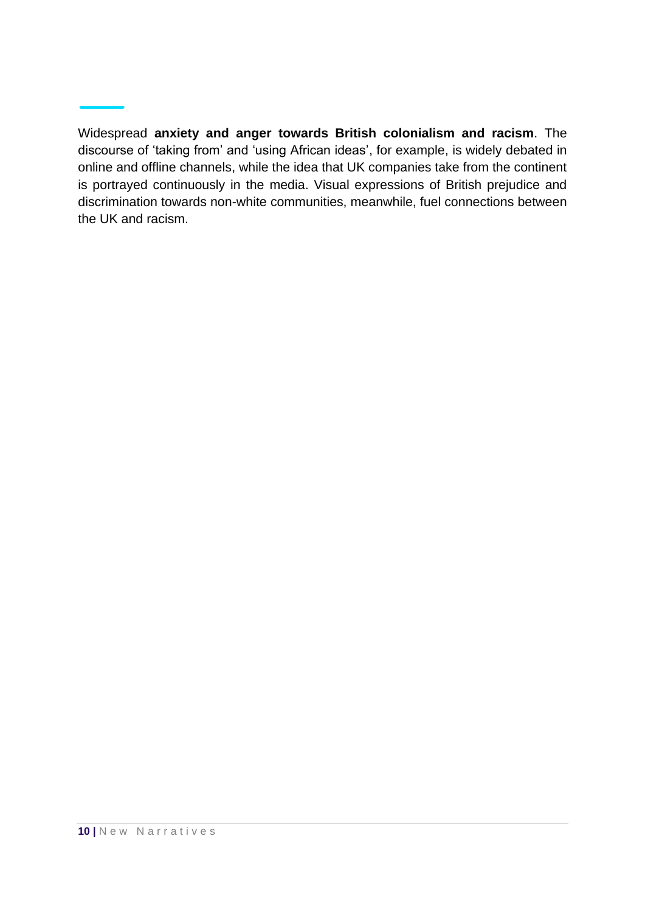Widespread **anxiety and anger towards British colonialism and racism**. The discourse of 'taking from' and 'using African ideas', for example, is widely debated in online and offline channels, while the idea that UK companies take from the continent is portrayed continuously in the media. Visual expressions of British prejudice and discrimination towards non-white communities, meanwhile, fuel connections between the UK and racism.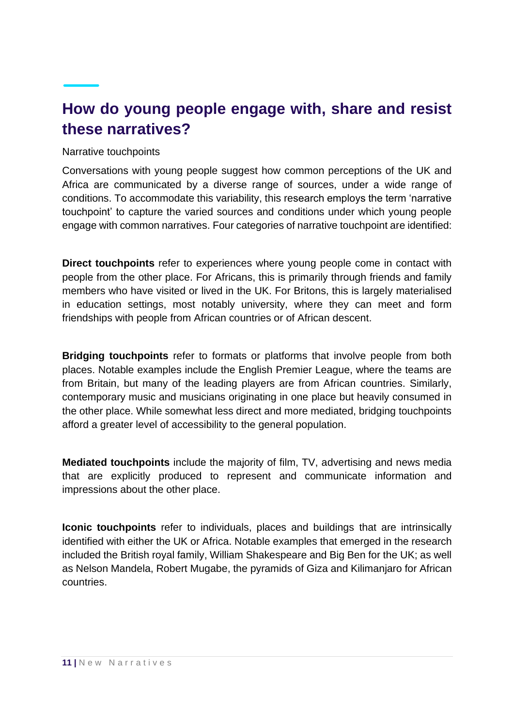## How do young people engage with, share and resist these narratives?

Narrative touchpoints

Conversations with young people suggest how common perceptions of the UK and Africa are communicated by a diverse range of sources, under a wide range of conditions. To accommodate this variability, this research employs the term 'narrative touchpoint' to capture the varied sources and conditions under which young people engage with common narratives. Four categories of narrative touchpoint are identified:

**Direct touchpoints** refer to experiences where young people come in contact with people from the other place. For Africans, this is primarily through friends and family members who have visited or lived in the UK. For Britons, this is largely materialised in education settings, most notably university, where they can meet and form friendships with people from African countries or of African descent.

**Bridging touchpoints** refer to formats or platforms that involve people from both places. Notable examples include the English Premier League, where the teams are from Britain, but many of the leading players are from African countries. Similarly, contemporary music and musicians originating in one place but heavily consumed in the other place. While somewhat less direct and more mediated, bridging touchpoints afford a greater level of accessibility to the general population.

**Mediated touchpoints** include the majority of film, TV, advertising and news media that are explicitly produced to represent and communicate information and impressions about the other place.

**Iconic touchpoints** refer to individuals, places and buildings that are intrinsically identified with either the UK or Africa. Notable examples that emerged in the research included the British royal family, William Shakespeare and Big Ben for the UK; as well as Nelson Mandela, Robert Mugabe, the pyramids of Giza and Kilimanjaro for African countries.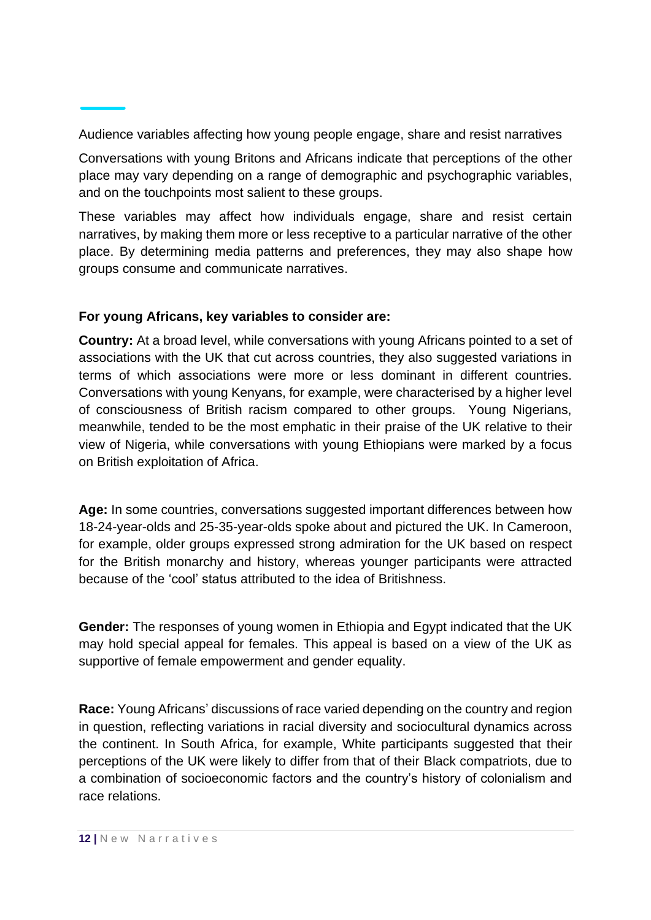## Audience variables affecting how young people engage, share and resist narratives

Conversations with young Britons and Africans indicate that perceptions of the other place may vary depending on a range of demographic and psychographic variables, and on the touchpoints most salient to these groups.

These variables may affect how individuals engage, share and resist certain narratives, by making them more or less receptive to a particular narrative of the other place. By determining media patterns and preferences, they may also shape how groups consume and communicate narratives.

**For young Africans, key variables to consider are:**

**Country:** At a broad level, while conversations with young Africans pointed to a set of associations with the UK that cut across countries, they also suggested variations in terms of which associations were more or less dominant in different countries. Conversations with young Kenyans, for example, were characterised by a higher level of consciousness of British racism compared to other groups. Young Nigerians, meanwhile, tended to be the most emphatic in their praise of the UK relative to their view of Nigeria, while conversations with young Ethiopians were marked by a focus on British exploitation of Africa.

**Age:** In some countries, conversations suggested important differences between how 18-24-year-olds and 25-35-year-olds spoke about and pictured the UK. In Cameroon, for example, older groups expressed strong admiration for the UK based on respect for the British monarchy and history, whereas younger participants were attracted because of the 'cool' status attributed to the idea of Britishness.

**Gender:** The responses of young women in Ethiopia and Egypt indicated that the UK may hold special appeal for females. This appeal is based on a view of the UK as supportive of female empowerment and gender equality.

**Race:** Young Africans' discussions of race varied depending on the country and region in question, reflecting variations in racial diversity and sociocultural dynamics across the continent. In South Africa, for example, White participants suggested that their perceptions of the UK were likely to differ from that of their Black compatriots, due to a combination of socioeconomic factors and the country's history of colonialism and race relations.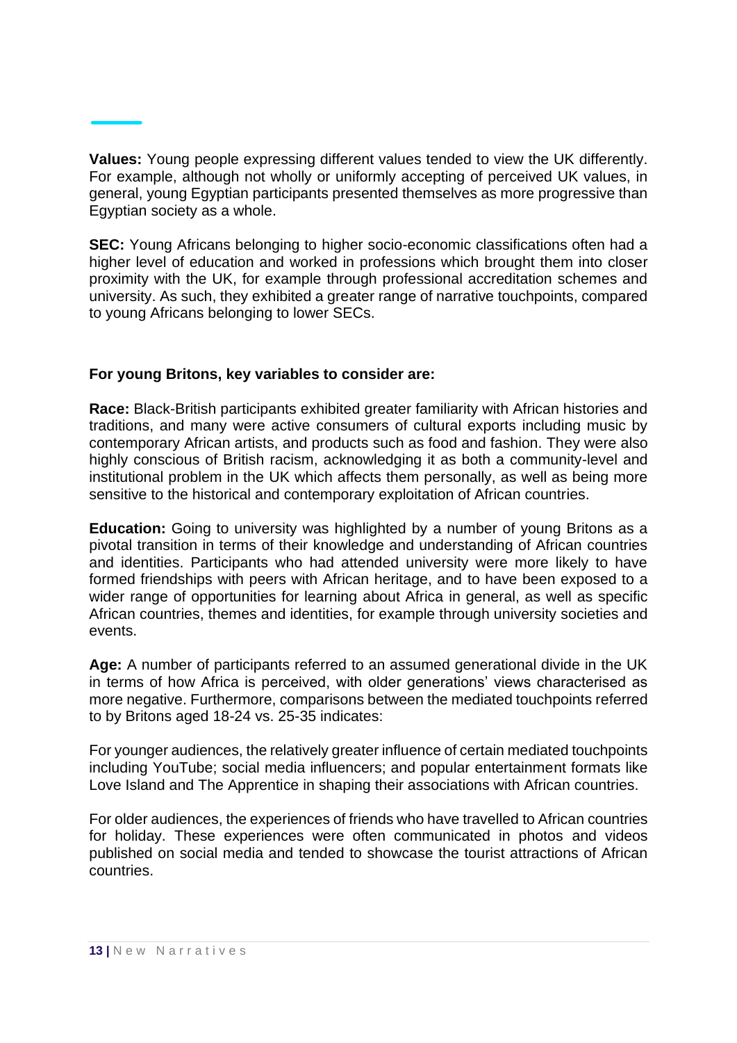**Values:** Young people expressing different values tended to view the UK differently. For example, although not wholly or uniformly accepting of perceived UK values, in general, young Egyptian participants presented themselves as more progressive than Egyptian society as a whole.

**SEC:** Young Africans belonging to higher socio-economic classifications often had a higher level of education and worked in professions which brought them into closer proximity with the UK, for example through professional accreditation schemes and university. As such, they exhibited a greater range of narrative touchpoints, compared to young Africans belonging to lower SECs.

**For young Britons, key variables to consider are:**

**Race:** Black-British participants exhibited greater familiarity with African histories and traditions, and many were active consumers of cultural exports including music by contemporary African artists, and products such as food and fashion. They were also highly conscious of British racism, acknowledging it as both a community-level and institutional problem in the UK which affects them personally, as well as being more sensitive to the historical and contemporary exploitation of African countries.

**Education:** Going to university was highlighted by a number of young Britons as a pivotal transition in terms of their knowledge and understanding of African countries and identities. Participants who had attended university were more likely to have formed friendships with peers with African heritage, and to have been exposed to a wider range of opportunities for learning about Africa in general, as well as specific African countries, themes and identities, for example through university societies and events.

**Age:** A number of participants referred to an assumed generational divide in the UK in terms of how Africa is perceived, with older generations' views characterised as more negative. Furthermore, comparisons between the mediated touchpoints referred to by Britons aged 18-24 vs. 25-35 indicates:

For younger audiences, the relatively greater influence of certain mediated touchpoints including YouTube; social media influencers; and popular entertainment formats like Love Island and The Apprentice in shaping their associations with African countries.

For older audiences, the experiences of friends who have travelled to African countries for holiday. These experiences were often communicated in photos and videos published on social media and tended to showcase the tourist attractions of African countries.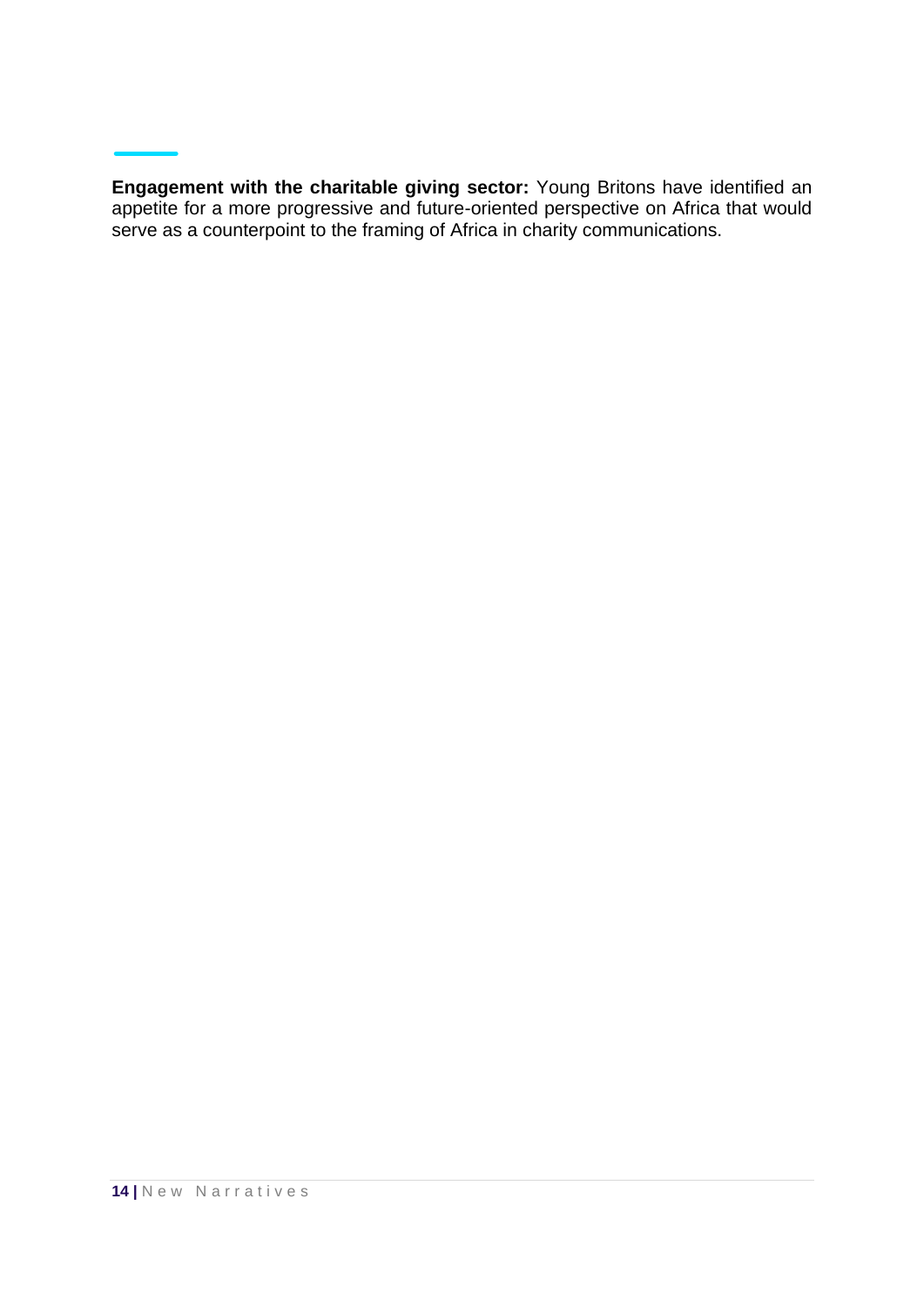**Engagement with the charitable giving sector:** Young Britons have identified an appetite for a more progressive and future-oriented perspective on Africa that would serve as a counterpoint to the framing of Africa in charity communications.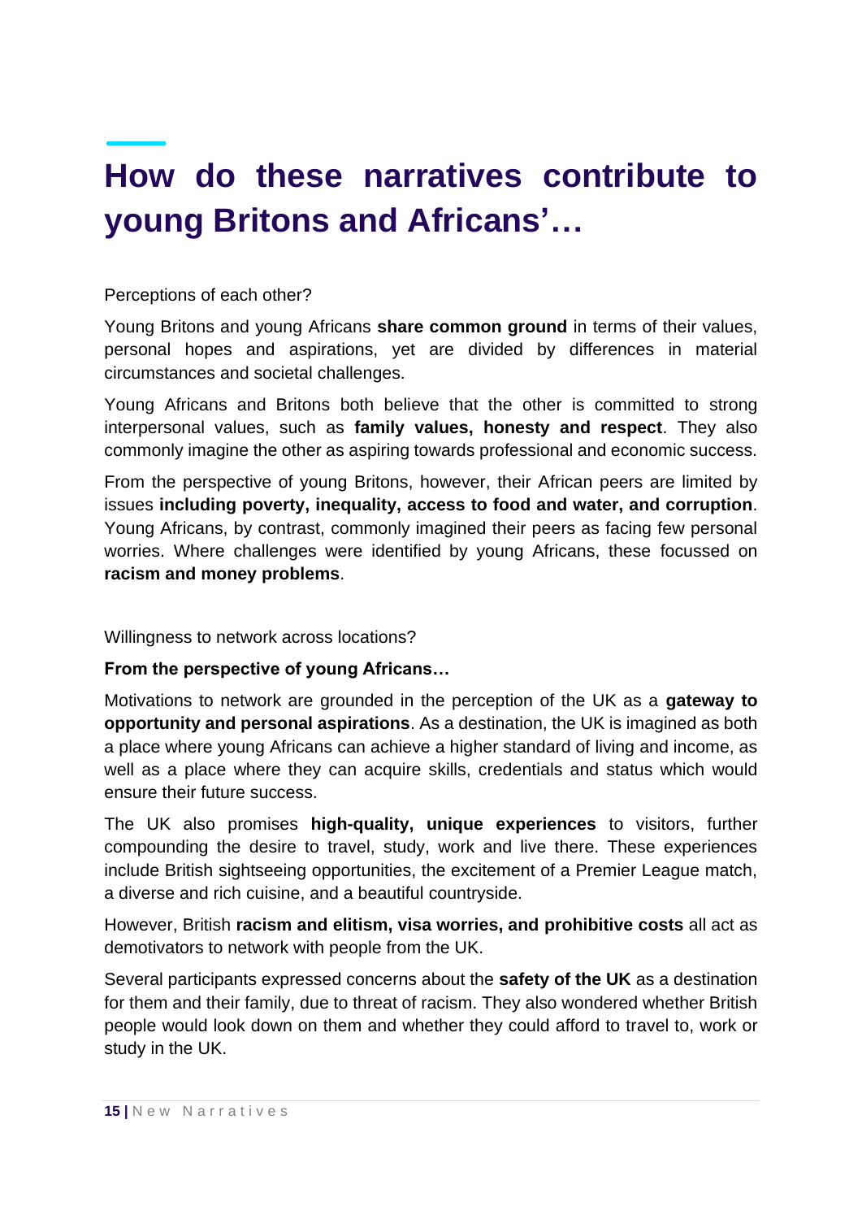# How do these narratives contribute to young Britons and Africans'…

Perceptions of each other?

Young Britons and young Africans **share common ground** in terms of their values, personal hopes and aspirations, yet are divided by differences in material circumstances and societal challenges.

Young Africans and Britons both believe that the other is committed to strong interpersonal values, such as **family values, honesty and respect**. They also commonly imagine the other as aspiring towards professional and economic success.

From the perspective of young Britons, however, their African peers are limited by issues **including poverty, inequality, access to food and water, and corruption**. Young Africans, by contrast, commonly imagined their peers as facing few personal worries. Where challenges were identified by young Africans, these focussed on **racism and money problems**.

Willingness to network across locations?

**From the perspective of young Africans…**

Motivations to network are grounded in the perception of the UK as a **gateway to opportunity and personal aspirations**. As a destination, the UK is imagined as both a place where young Africans can achieve a higher standard of living and income, as well as a place where they can acquire skills, credentials and status which would ensure their future success.

The UK also promises **high-quality, unique experiences** to visitors, further compounding the desire to travel, study, work and live there. These experiences include British sightseeing opportunities, the excitement of a Premier League match, a diverse and rich cuisine, and a beautiful countryside.

However, British **racism and elitism, visa worries, and prohibitive costs** all act as demotivators to network with people from the UK.

Several participants expressed concerns about the **safety of the UK** as a destination for them and their family, due to threat of racism. They also wondered whether British people would look down on them and whether they could afford to travel to, work or study in the UK.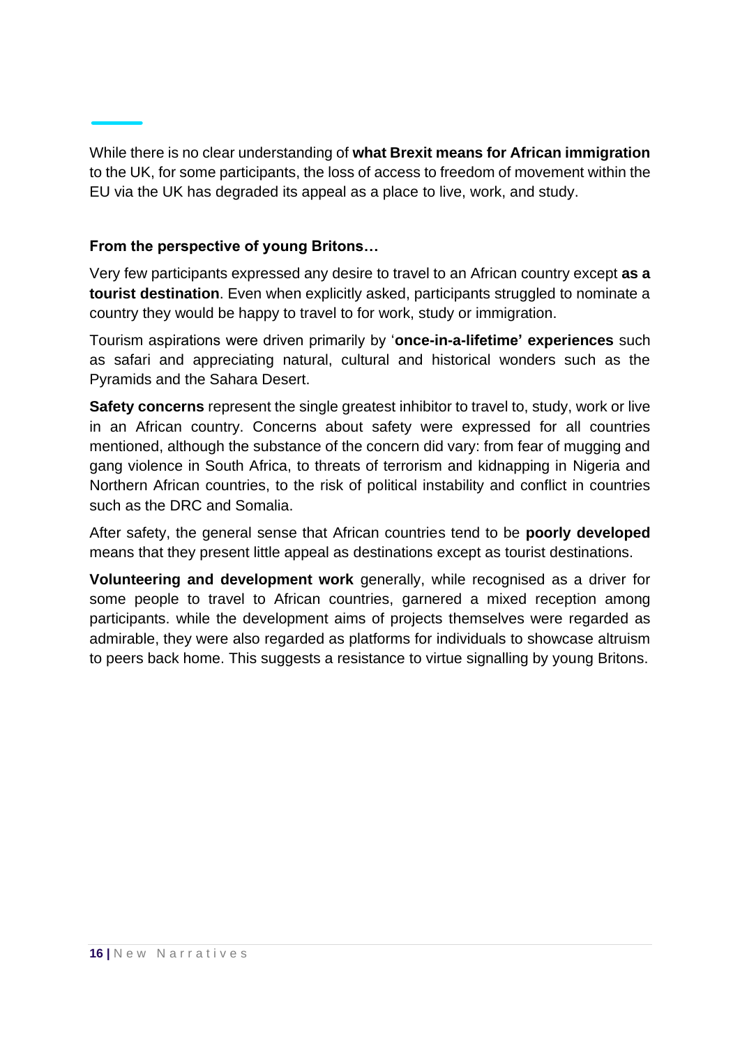While there is no clear understanding of **what Brexit means for African immigration** to the UK, for some participants, the loss of access to freedom of movement within the EU via the UK has degraded its appeal as a place to live, work, and study.

**From the perspective of young Britons…**

Very few participants expressed any desire to travel to an African country except **as a tourist destination**. Even when explicitly asked, participants struggled to nominate a country they would be happy to travel to for work, study or immigration.

Tourism aspirations were driven primarily by '**once-in-a-lifetime' experiences** such as safari and appreciating natural, cultural and historical wonders such as the Pyramids and the Sahara Desert.

**Safety concerns** represent the single greatest inhibitor to travel to, study, work or live in an African country. Concerns about safety were expressed for all countries mentioned, although the substance of the concern did vary: from fear of mugging and gang violence in South Africa, to threats of terrorism and kidnapping in Nigeria and Northern African countries, to the risk of political instability and conflict in countries such as the DRC and Somalia.

After safety, the general sense that African countries tend to be **poorly developed** means that they present little appeal as destinations except as tourist destinations.

**Volunteering and development work** generally, while recognised as a driver for some people to travel to African countries, garnered a mixed reception among participants. while the development aims of projects themselves were regarded as admirable, they were also regarded as platforms for individuals to showcase altruism to peers back home. This suggests a resistance to virtue signalling by young Britons.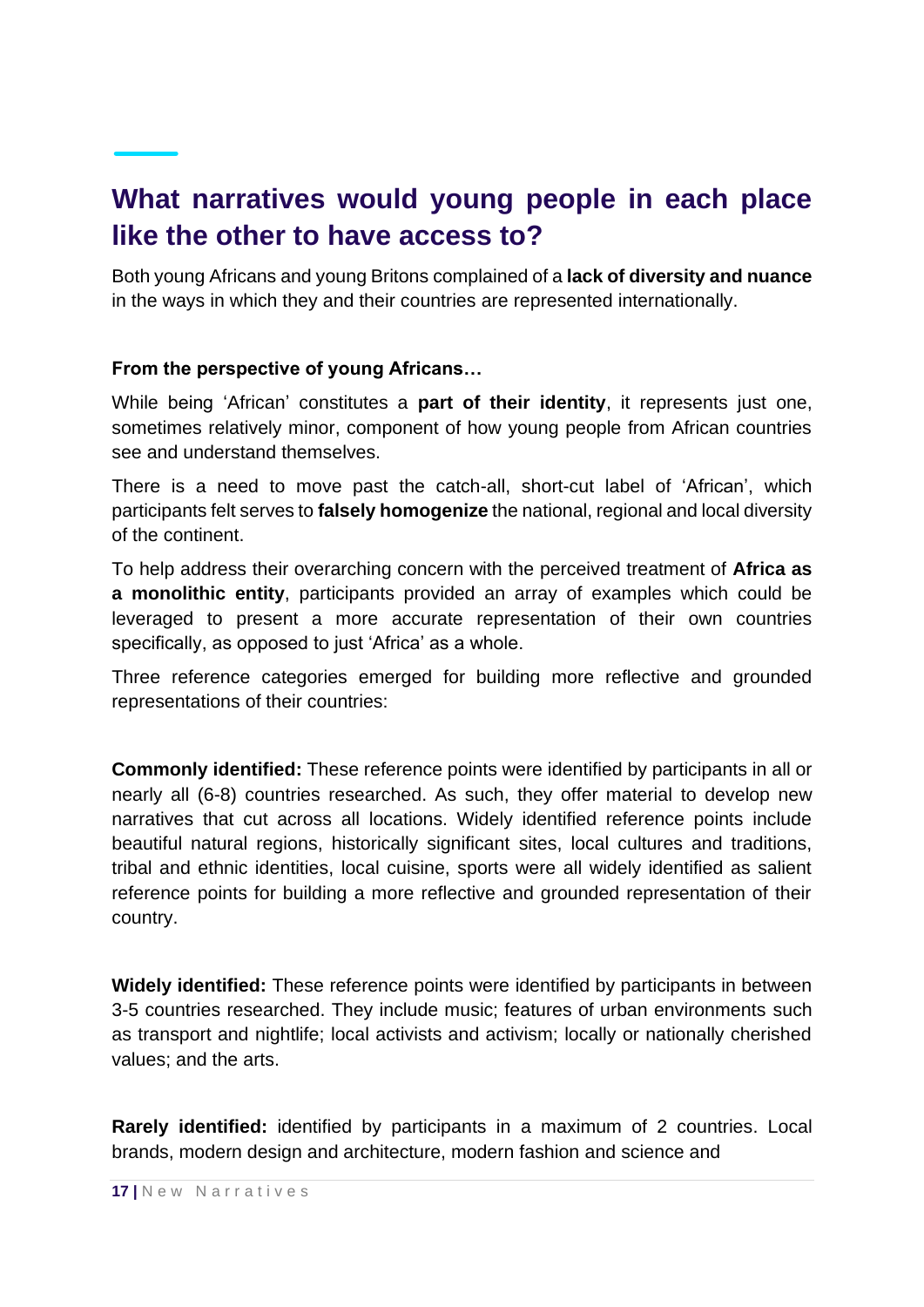## What narratives would young people in each place like the other to have access to?

Both young Africans and young Britons complained of a **lack of diversity and nuance** in the ways in which they and their countries are represented internationally.

**From the perspective of young Africans…**

While being 'African' constitutes a **part of their identity**, it represents just one, sometimes relatively minor, component of how young people from African countries see and understand themselves.

There is a need to move past the catch-all, short-cut label of 'African', which participants felt serves to **falsely homogenize** the national, regional and local diversity of the continent.

To help address their overarching concern with the perceived treatment of **Africa as a monolithic entity**, participants provided an array of examples which could be leveraged to present a more accurate representation of their own countries specifically, as opposed to just 'Africa' as a whole.

Three reference categories emerged for building more reflective and grounded representations of their countries:

**Commonly identified:** These reference points were identified by participants in all or nearly all (6-8) countries researched. As such, they offer material to develop new narratives that cut across all locations. Widely identified reference points include beautiful natural regions, historically significant sites, local cultures and traditions, tribal and ethnic identities, local cuisine, sports were all widely identified as salient reference points for building a more reflective and grounded representation of their country.

**Widely identified:** These reference points were identified by participants in between 3-5 countries researched. They include music; features of urban environments such as transport and nightlife; local activists and activism; locally or nationally cherished values; and the arts.

**Rarely identified:** identified by participants in a maximum of 2 countries. Local brands, modern design and architecture, modern fashion and science and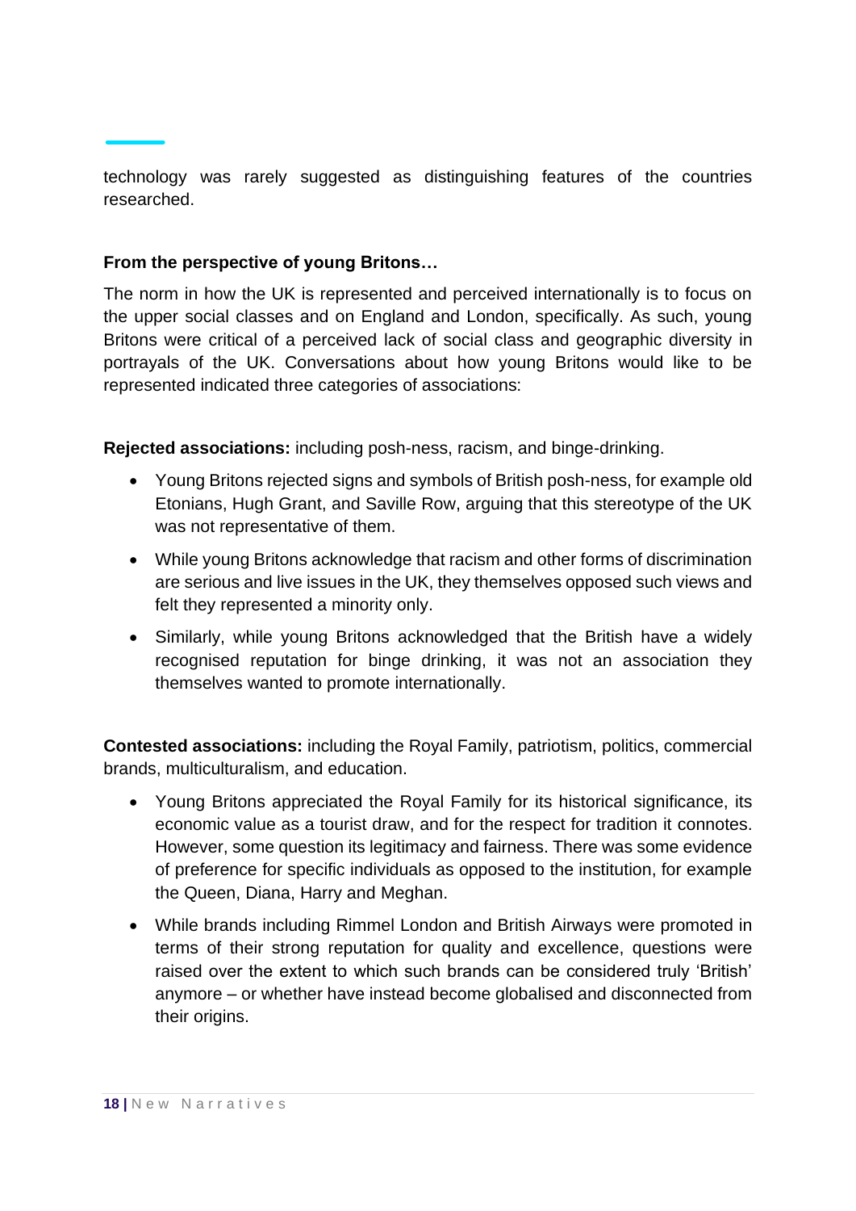technology was rarely suggested as distinguishing features of the countries researched.

**From the perspective of young Britons…**

The norm in how the UK is represented and perceived internationally is to focus on the upper social classes and on England and London, specifically. As such, young Britons were critical of a perceived lack of social class and geographic diversity in portrayals of the UK. Conversations about how young Britons would like to be represented indicated three categories of associations:

**Rejected associations:** including posh-ness, racism, and binge-drinking.

- Young Britons rejected signs and symbols of British posh-ness, for example old Etonians, Hugh Grant, and Saville Row, arguing that this stereotype of the UK was not representative of them.
- While young Britons acknowledge that racism and other forms of discrimination are serious and live issues in the UK, they themselves opposed such views and felt they represented a minority only.
- Similarly, while young Britons acknowledged that the British have a widely recognised reputation for binge drinking, it was not an association they themselves wanted to promote internationally.

**Contested associations:** including the Royal Family, patriotism, politics, commercial brands, multiculturalism, and education.

- Young Britons appreciated the Royal Family for its historical significance, its economic value as a tourist draw, and for the respect for tradition it connotes. However, some question its legitimacy and fairness. There was some evidence of preference for specific individuals as opposed to the institution, for example the Queen, Diana, Harry and Meghan.
- While brands including Rimmel London and British Airways were promoted in terms of their strong reputation for quality and excellence, questions were raised over the extent to which such brands can be considered truly 'British' anymore – or whether have instead become globalised and disconnected from their origins.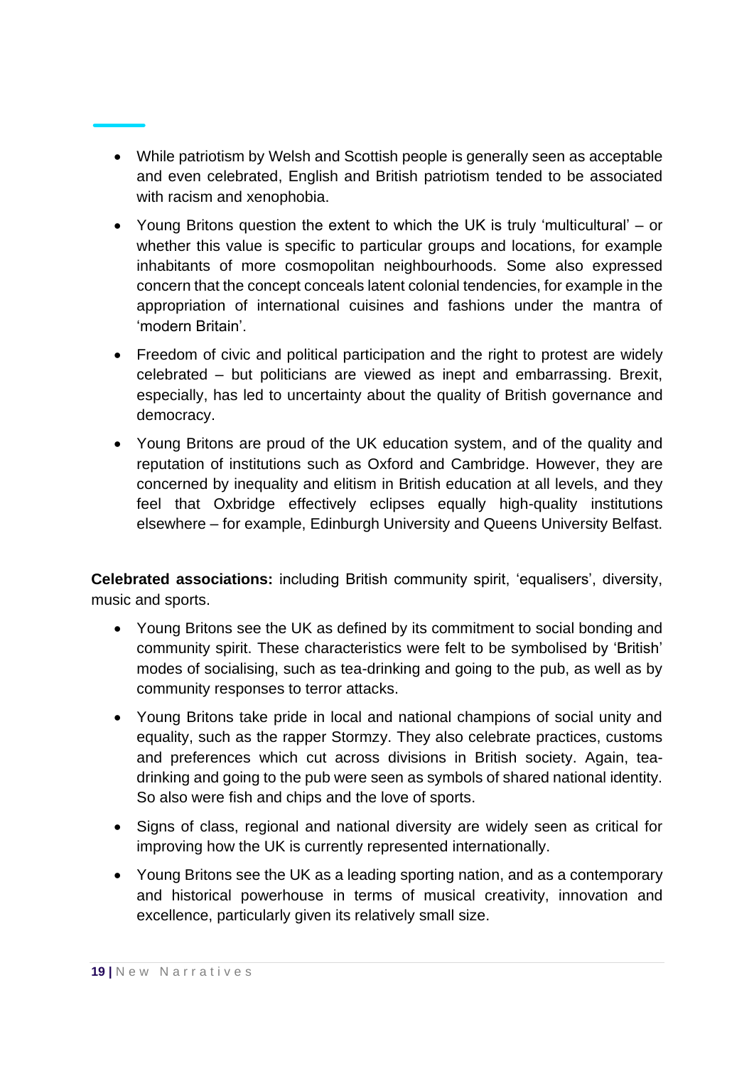- While patriotism by Welsh and Scottish people is generally seen as acceptable and even celebrated, English and British patriotism tended to be associated with racism and xenophobia.
- Young Britons question the extent to which the UK is truly 'multicultural' – or whether this value is specific to particular groups and locations, for example inhabitants of more cosmopolitan neighbourhoods. Some also expressed concern that the concept conceals latent colonial tendencies, for example in the appropriation of international cuisines and fashions under the mantra of 'modern Britain'.
- Freedom of civic and political participation and the right to protest are widely celebrated – but politicians are viewed as inept and embarrassing. Brexit, especially, has led to uncertainty about the quality of British governance and democracy.
- Young Britons are proud of the UK education system, and of the quality and reputation of institutions such as Oxford and Cambridge. However, they are concerned by inequality and elitism in British education at all levels, and they feel that Oxbridge effectively eclipses equally high-quality institutions elsewhere – for example, Edinburgh University and Queens University Belfast.

**Celebrated associations:** including British community spirit, 'equalisers', diversity, music and sports.

- Young Britons see the UK as defined by its commitment to social bonding and community spirit. These characteristics were felt to be symbolised by 'British' modes of socialising, such as tea-drinking and going to the pub, as well as by community responses to terror attacks.
- Young Britons take pride in local and national champions of social unity and equality, such as the rapper Stormzy. They also celebrate practices, customs and preferences which cut across divisions in British society. Again, tea-drinking and going to the pub were seen as symbols of shared national identity. So also were fish and chips and the love of sports.
- Signs of class, regional and national diversity are widely seen as critical for improving how the UK is currently represented internationally.
- Young Britons see the UK as a leading sporting nation, and as a contemporary and historical powerhouse in terms of musical creativity, innovation and excellence, particularly given its relatively small size.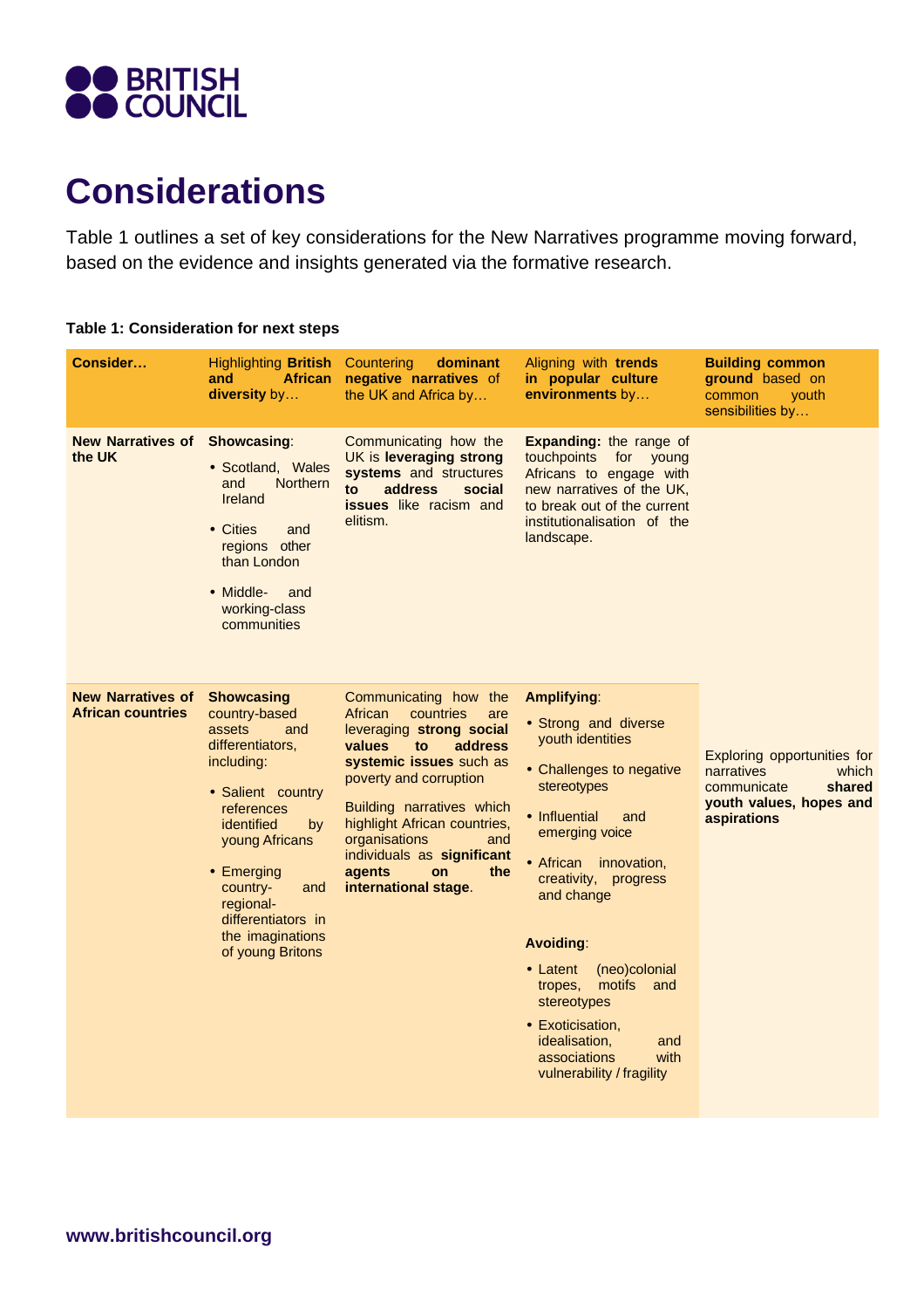# Considerations

Table 1 outlines a set of key considerations for the New Narratives programme moving forward, based on the evidence and insights generated via the formative research.

**Table 1: Consideration for next steps**

| **Consider…** | Highlighting **British and African diversity** by… | Countering **dominant negative narratives** of the UK and Africa by… | Aligning with **trends in popular culture environments** by… | **Building common ground** based on common youth sensibilities by… |
|---|---|---|---|---|
| **New Narratives of the UK** | **Showcasing**:<br>• Scotland, Wales and Northern Ireland<br>• Cities and regions other than London<br>• Middle- and working-class communities | Communicating how the UK is **leveraging strong systems** and structures **to address social issues** like racism and elitism. | **Expanding:** the range of touchpoints for young Africans to engage with new narratives of the UK, to break out of the current institutionalisation of the landscape. | Exploring opportunities for narratives which communicate **shared youth values, hopes and aspirations** |
| **New Narratives of African countries** | **Showcasing** country-based assets and differentiators, including:<br>• Salient country references identified by young Africans<br>• Emerging country- and regional-differentiators in the imaginations of young Britons | Communicating how the African countries are leveraging **strong social values to address systemic issues** such as poverty and corruption<br><br>Building narratives which highlight African countries, organisations and individuals as **significant agents on the international stage**. | **Amplifying**:<br>• Strong and diverse youth identities<br>• Challenges to negative stereotypes<br>• Influential and emerging voice<br>• African innovation, creativity, progress and change<br><br>**Avoiding**:<br>• Latent (neo)colonial tropes, motifs and stereotypes<br>• Exoticisation, idealisation, and associations with vulnerability / fragility | |

**www.britishcouncil.org**